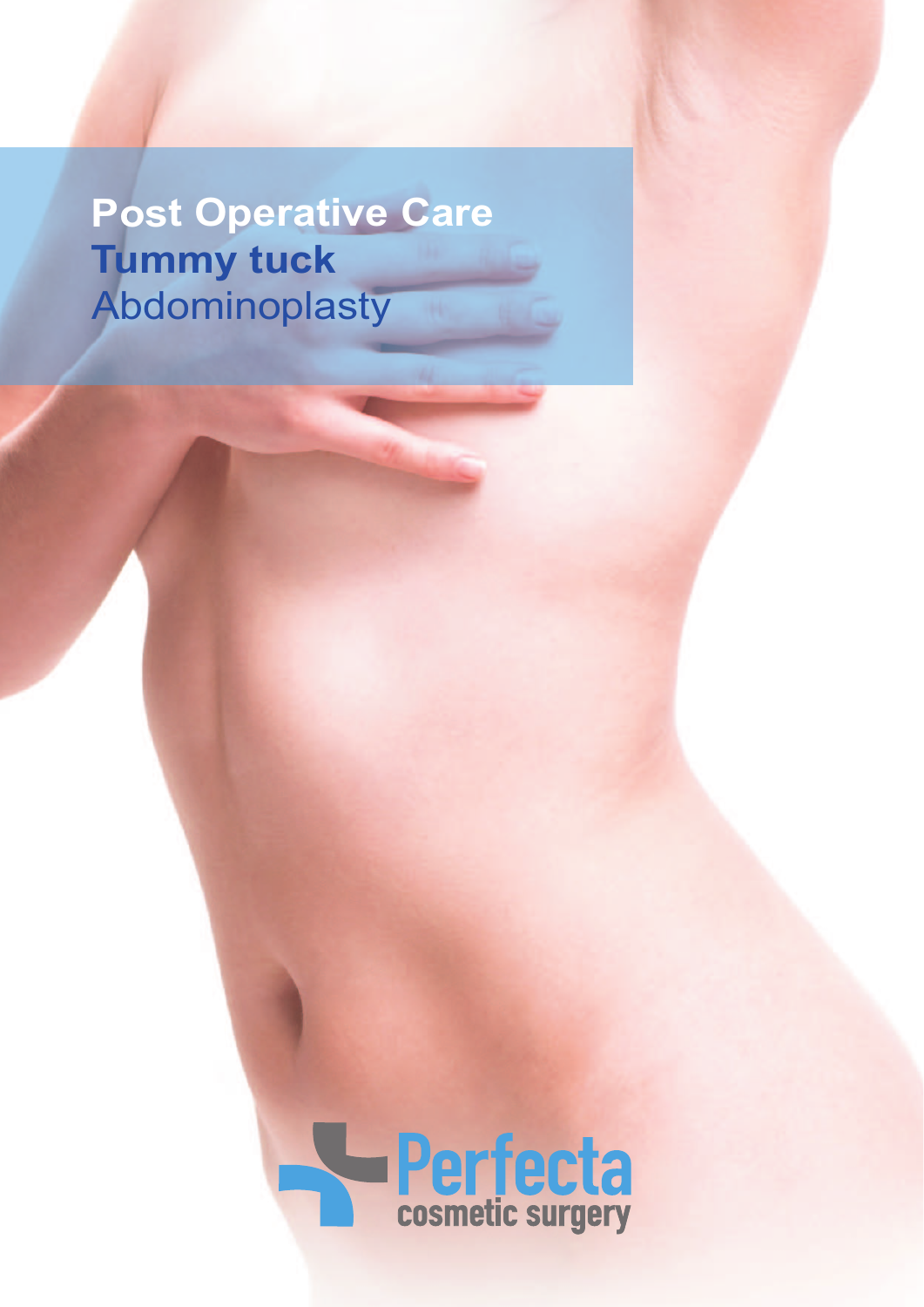# Post Operative Care

## Tummy tuck

Abdominoplasty

Perfecta
cosmetic surgery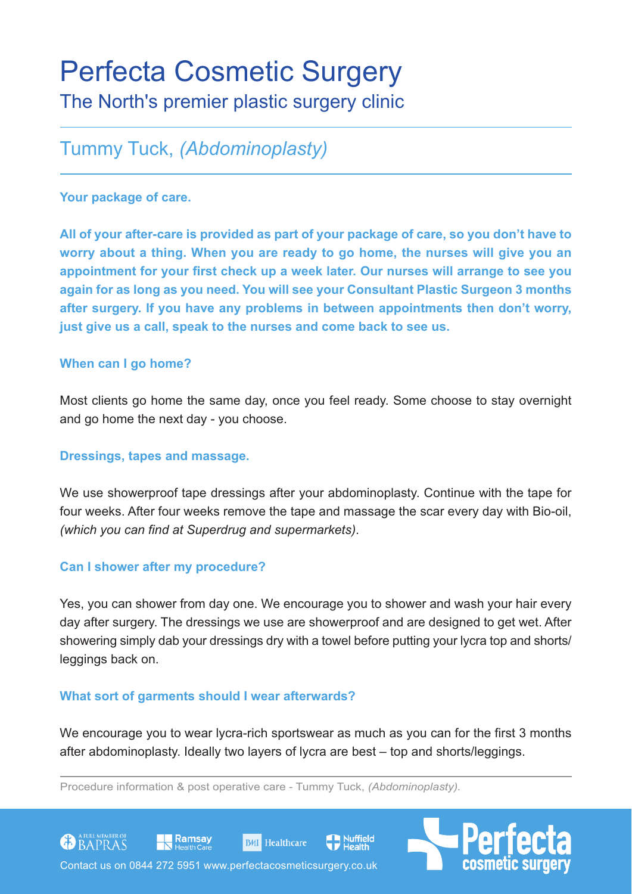# Perfecta Cosmetic Surgery

The North's premier plastic surgery clinic

## Tummy Tuck, *(Abdominoplasty)*

### Your package of care.

**All of your after-care is provided as part of your package of care, so you don't have to worry about a thing. When you are ready to go home, the nurses will give you an appointment for your first check up a week later. Our nurses will arrange to see you again for as long as you need. You will see your Consultant Plastic Surgeon 3 months after surgery. If you have any problems in between appointments then don't worry, just give us a call, speak to the nurses and come back to see us.**

### When can I go home?

Most clients go home the same day, once you feel ready. Some choose to stay overnight and go home the next day - you choose.

### Dressings, tapes and massage.

We use showerproof tape dressings after your abdominoplasty. Continue with the tape for four weeks. After four weeks remove the tape and massage the scar every day with Bio-oil, *(which you can find at Superdrug and supermarkets)*.

### Can I shower after my procedure?

Yes, you can shower from day one. We encourage you to shower and wash your hair every day after surgery. The dressings we use are showerproof and are designed to get wet. After showering simply dab your dressings dry with a towel before putting your lycra top and shorts/leggings back on.

### What sort of garments should I wear afterwards?

We encourage you to wear lycra-rich sportswear as much as you can for the first 3 months after abdominoplasty. Ideally two layers of lycra are best – top and shorts/leggings.

Procedure information & post operative care - Tummy Tuck, *(Abdominoplasty)*.

A FULL MEMBER OF BAPRAS | Ramsay Health Care | BMI Healthcare | Nuffield Health

Contact us on 0844 272 5951 www.perfectacosmeticsurgery.co.uk

Perfecta cosmetic surgery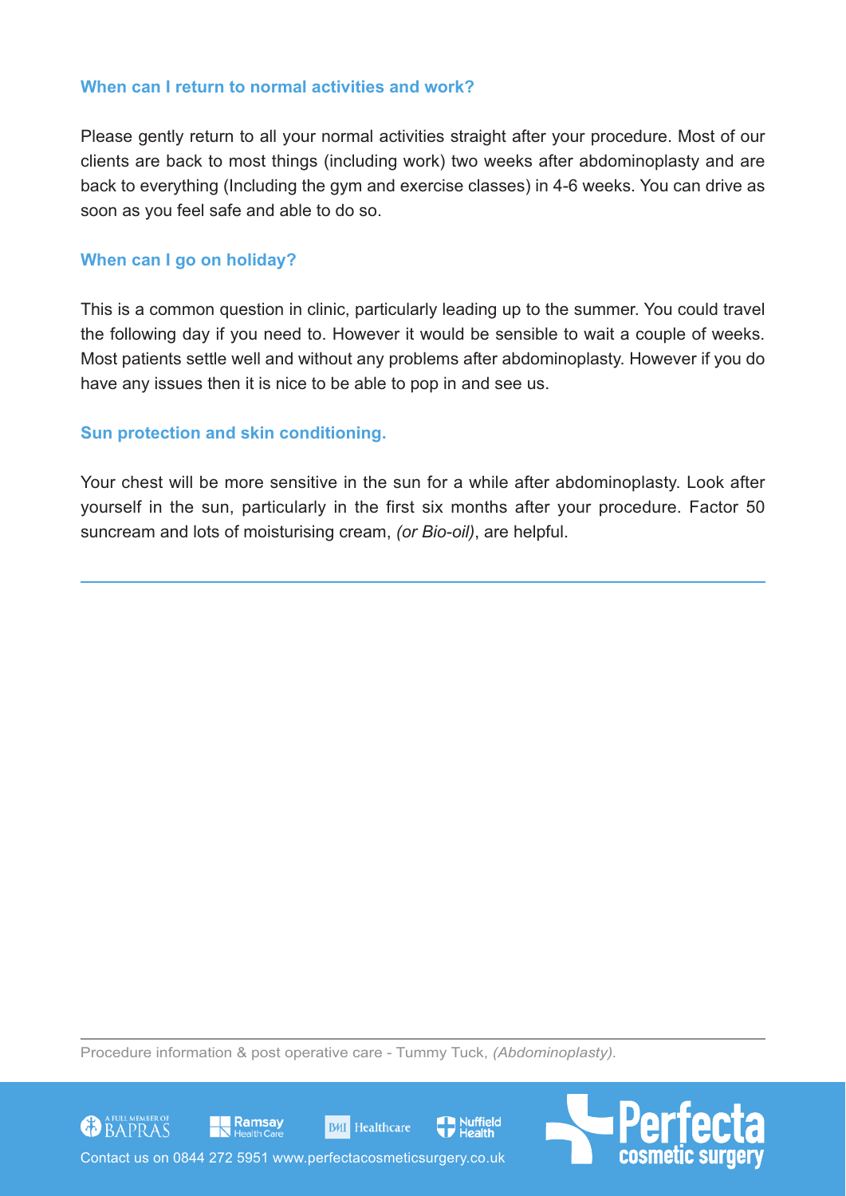### When can I return to normal activities and work?

Please gently return to all your normal activities straight after your procedure. Most of our clients are back to most things (including work) two weeks after abdominoplasty and are back to everything (Including the gym and exercise classes) in 4-6 weeks. You can drive as soon as you feel safe and able to do so.

### When can I go on holiday?

This is a common question in clinic, particularly leading up to the summer. You could travel the following day if you need to. However it would be sensible to wait a couple of weeks. Most patients settle well and without any problems after abdominoplasty. However if you do have any issues then it is nice to be able to pop in and see us.

### Sun protection and skin conditioning.

Your chest will be more sensitive in the sun for a while after abdominoplasty. Look after yourself in the sun, particularly in the first six months after your procedure. Factor 50 suncream and lots of moisturising cream, *(or Bio-oil)*, are helpful.

---